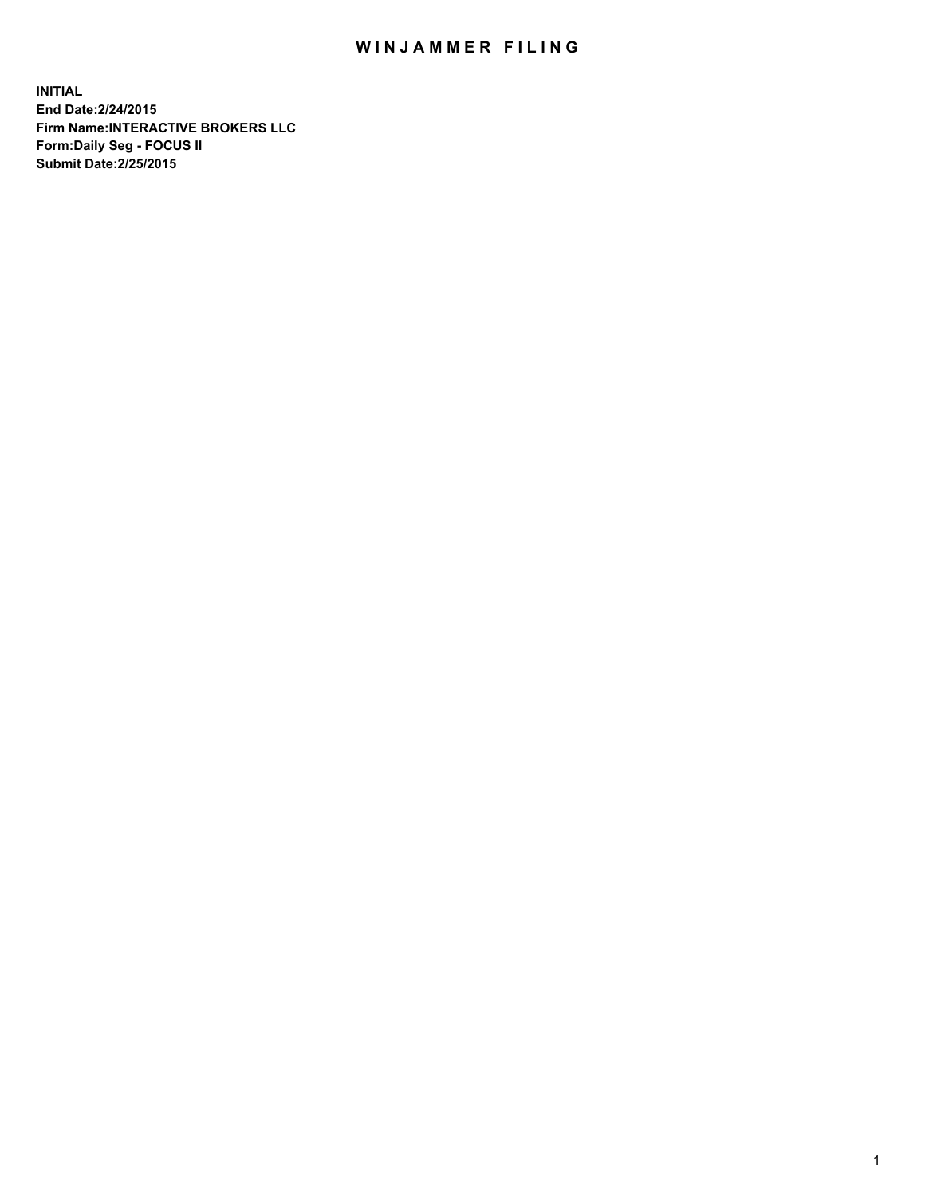# WINJAMMER FILING

**INITIAL**
**End Date:2/24/2015**
**Firm Name:INTERACTIVE BROKERS LLC**
**Form:Daily Seg - FOCUS II**
**Submit Date:2/25/2015**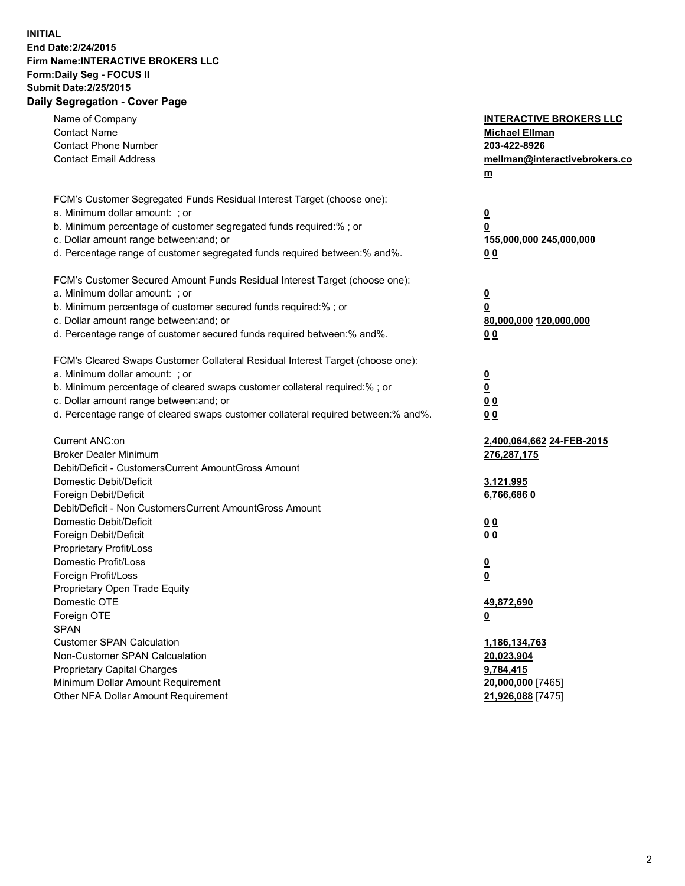**INITIAL**
**End Date:2/24/2015**
**Firm Name:INTERACTIVE BROKERS LLC**
**Form:Daily Seg - FOCUS II**
**Submit Date:2/25/2015**
**Daily Segregation - Cover Page**

| | |
|---|---|
| Name of Company | **INTERACTIVE BROKERS LLC** |
| Contact Name | **Michael Ellman** |
| Contact Phone Number | **203-422-8926** |
| Contact Email Address | **mellman@interactivebrokers.com** |
| FCM's Customer Segregated Funds Residual Interest Target (choose one): | |
| a. Minimum dollar amount: ; or | **0** |
| b. Minimum percentage of customer segregated funds required:% ; or | **0** |
| c. Dollar amount range between:and; or | **155,000,000 245,000,000** |
| d. Percentage range of customer segregated funds required between:% and%. | **0 0** |
| FCM's Customer Secured Amount Funds Residual Interest Target (choose one): | |
| a. Minimum dollar amount: ; or | **0** |
| b. Minimum percentage of customer secured funds required:% ; or | **0** |
| c. Dollar amount range between:and; or | **80,000,000 120,000,000** |
| d. Percentage range of customer secured funds required between:% and%. | **0 0** |
| FCM's Cleared Swaps Customer Collateral Residual Interest Target (choose one): | |
| a. Minimum dollar amount: ; or | **0** |
| b. Minimum percentage of cleared swaps customer collateral required:% ; or | **0** |
| c. Dollar amount range between:and; or | **0 0** |
| d. Percentage range of cleared swaps customer collateral required between:% and%. | **0 0** |
| Current ANC:on | **2,400,064,662 24-FEB-2015** |
| Broker Dealer Minimum | **276,287,175** |
| Debit/Deficit - CustomersCurrent AmountGross Amount | |
| Domestic Debit/Deficit | **3,121,995** |
| Foreign Debit/Deficit | **6,766,686 0** |
| Debit/Deficit - Non CustomersCurrent AmountGross Amount | |
| Domestic Debit/Deficit | **0 0** |
| Foreign Debit/Deficit | **0 0** |
| Proprietary Profit/Loss | |
| Domestic Profit/Loss | **0** |
| Foreign Profit/Loss | **0** |
| Proprietary Open Trade Equity | |
| Domestic OTE | **49,872,690** |
| Foreign OTE | **0** |
| SPAN | |
| Customer SPAN Calculation | **1,186,134,763** |
| Non-Customer SPAN Calcualation | **20,023,904** |
| Proprietary Capital Charges | **9,784,415** |
| Minimum Dollar Amount Requirement | **20,000,000** [7465] |
| Other NFA Dollar Amount Requirement | **21,926,088** [7475] |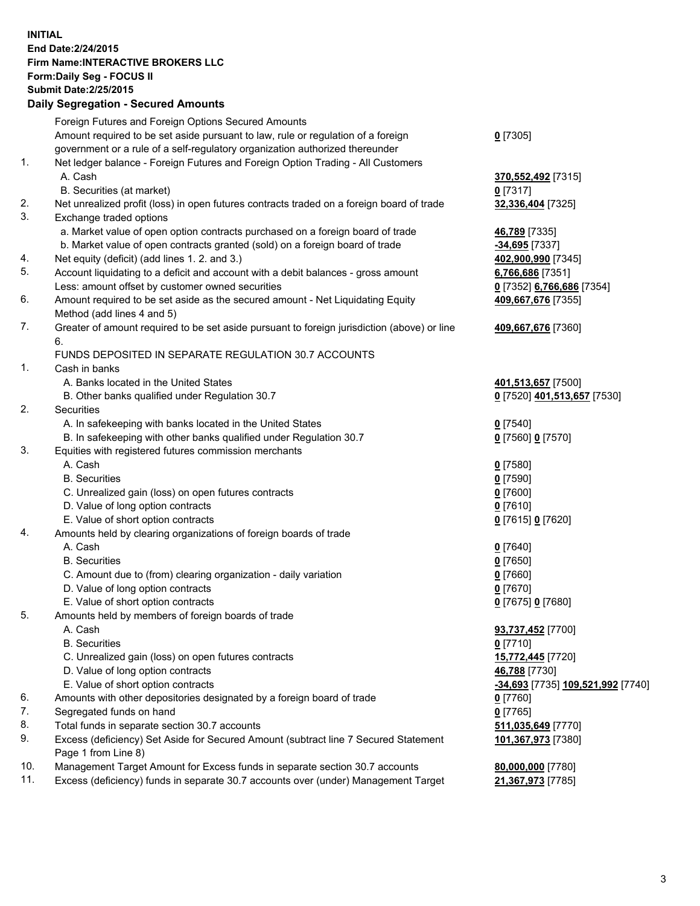**INITIAL**
**End Date:2/24/2015**
**Firm Name:INTERACTIVE BROKERS LLC**
**Form:Daily Seg - FOCUS II**
**Submit Date:2/25/2015**

## Daily Segregation - Secured Amounts

| | | |
|---|---|---|
| | Foreign Futures and Foreign Options Secured Amounts | |
| | Amount required to be set aside pursuant to law, rule or regulation of a foreign government or a rule of a self-regulatory organization authorized thereunder | **0** [7305] |
| 1. | Net ledger balance - Foreign Futures and Foreign Option Trading - All Customers | |
| | A. Cash | **370,552,492** [7315] |
| | B. Securities (at market) | **0** [7317] |
| 2. | Net unrealized profit (loss) in open futures contracts traded on a foreign board of trade | **32,336,404** [7325] |
| 3. | Exchange traded options | |
| | a. Market value of open option contracts purchased on a foreign board of trade | **46,789** [7335] |
| | b. Market value of open contracts granted (sold) on a foreign board of trade | **-34,695** [7337] |
| 4. | Net equity (deficit) (add lines 1. 2. and 3.) | **402,900,990** [7345] |
| 5. | Account liquidating to a deficit and account with a debit balances - gross amount | **6,766,686** [7351] |
| | Less: amount offset by customer owned securities | **0** [7352] **6,766,686** [7354] |
| 6. | Amount required to be set aside as the secured amount - Net Liquidating Equity Method (add lines 4 and 5) | **409,667,676** [7355] |
| 7. | Greater of amount required to be set aside pursuant to foreign jurisdiction (above) or line 6. | **409,667,676** [7360] |
| | FUNDS DEPOSITED IN SEPARATE REGULATION 30.7 ACCOUNTS | |
| 1. | Cash in banks | |
| | A. Banks located in the United States | **401,513,657** [7500] |
| | B. Other banks qualified under Regulation 30.7 | **0** [7520] **401,513,657** [7530] |
| 2. | Securities | |
| | A. In safekeeping with banks located in the United States | **0** [7540] |
| | B. In safekeeping with other banks qualified under Regulation 30.7 | **0** [7560] **0** [7570] |
| 3. | Equities with registered futures commission merchants | |
| | A. Cash | **0** [7580] |
| | B. Securities | **0** [7590] |
| | C. Unrealized gain (loss) on open futures contracts | **0** [7600] |
| | D. Value of long option contracts | **0** [7610] |
| | E. Value of short option contracts | **0** [7615] **0** [7620] |
| 4. | Amounts held by clearing organizations of foreign boards of trade | |
| | A. Cash | **0** [7640] |
| | B. Securities | **0** [7650] |
| | C. Amount due to (from) clearing organization - daily variation | **0** [7660] |
| | D. Value of long option contracts | **0** [7670] |
| | E. Value of short option contracts | **0** [7675] **0** [7680] |
| 5. | Amounts held by members of foreign boards of trade | |
| | A. Cash | **93,737,452** [7700] |
| | B. Securities | **0** [7710] |
| | C. Unrealized gain (loss) on open futures contracts | **15,772,445** [7720] |
| | D. Value of long option contracts | **46,788** [7730] |
| | E. Value of short option contracts | **-34,693** [7735] **109,521,992** [7740] |
| 6. | Amounts with other depositories designated by a foreign board of trade | **0** [7760] |
| 7. | Segregated funds on hand | **0** [7765] |
| 8. | Total funds in separate section 30.7 accounts | **511,035,649** [7770] |
| 9. | Excess (deficiency) Set Aside for Secured Amount (subtract line 7 Secured Statement Page 1 from Line 8) | **101,367,973** [7380] |
| 10. | Management Target Amount for Excess funds in separate section 30.7 accounts | **80,000,000** [7780] |
| 11. | Excess (deficiency) funds in separate 30.7 accounts over (under) Management Target | **21,367,973** [7785] |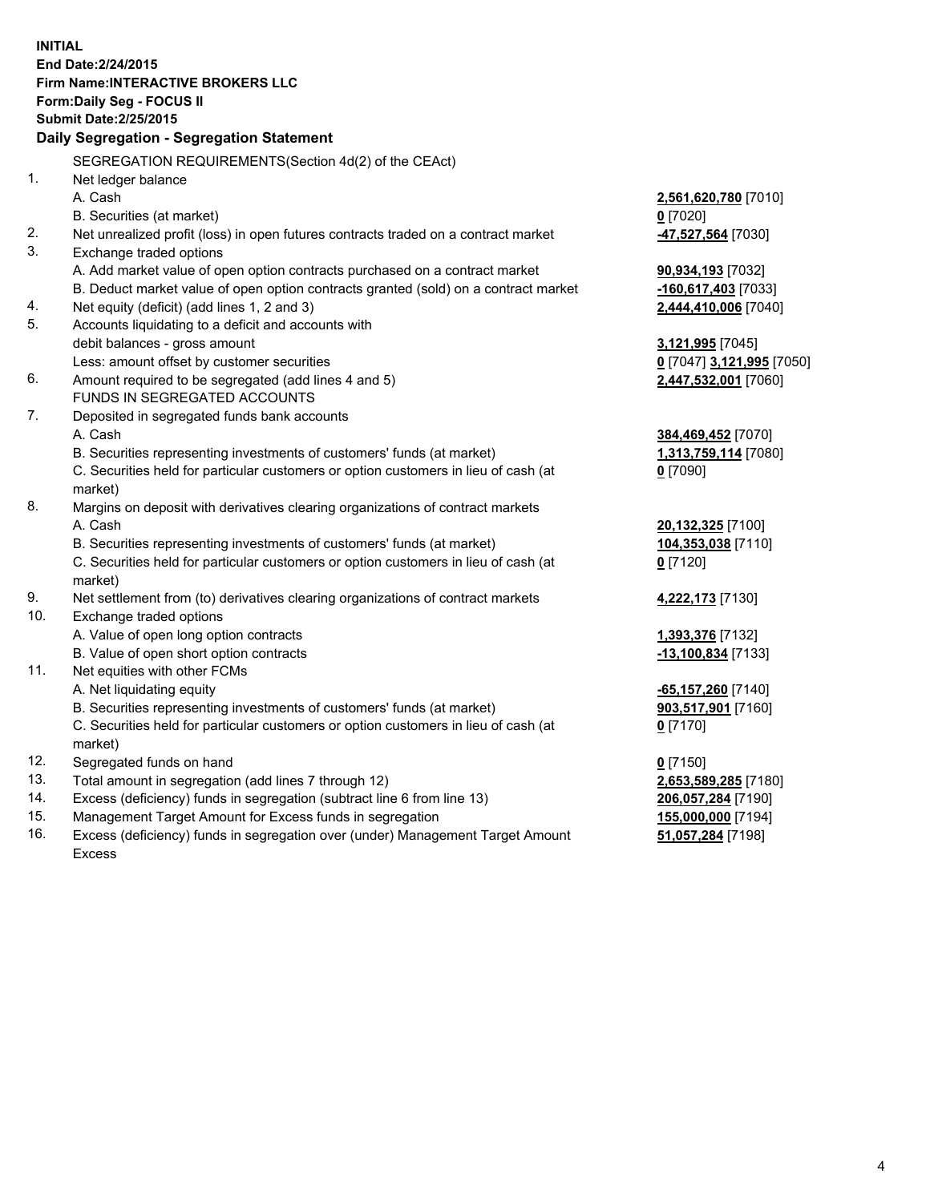**INITIAL**
**End Date:2/24/2015**
**Firm Name:INTERACTIVE BROKERS LLC**
**Form:Daily Seg - FOCUS II**
**Submit Date:2/25/2015**

## Daily Segregation - Segregation Statement

| | | |
|---|---|---|
| | SEGREGATION REQUIREMENTS(Section 4d(2) of the CEAct) | |
| 1. | Net ledger balance | |
| | A. Cash | **2,561,620,780** [7010] |
| | B. Securities (at market) | **0** [7020] |
| 2. | Net unrealized profit (loss) in open futures contracts traded on a contract market | **-47,527,564** [7030] |
| 3. | Exchange traded options | |
| | A. Add market value of open option contracts purchased on a contract market | **90,934,193** [7032] |
| | B. Deduct market value of open option contracts granted (sold) on a contract market | **-160,617,403** [7033] |
| 4. | Net equity (deficit) (add lines 1, 2 and 3) | **2,444,410,006** [7040] |
| 5. | Accounts liquidating to a deficit and accounts with | |
| | debit balances - gross amount | **3,121,995** [7045] |
| | Less: amount offset by customer securities | **0** [7047] **3,121,995** [7050] |
| 6. | Amount required to be segregated (add lines 4 and 5) | **2,447,532,001** [7060] |
| | FUNDS IN SEGREGATED ACCOUNTS | |
| 7. | Deposited in segregated funds bank accounts | |
| | A. Cash | **384,469,452** [7070] |
| | B. Securities representing investments of customers' funds (at market) | **1,313,759,114** [7080] |
| | C. Securities held for particular customers or option customers in lieu of cash (at market) | **0** [7090] |
| 8. | Margins on deposit with derivatives clearing organizations of contract markets | |
| | A. Cash | **20,132,325** [7100] |
| | B. Securities representing investments of customers' funds (at market) | **104,353,038** [7110] |
| | C. Securities held for particular customers or option customers in lieu of cash (at market) | **0** [7120] |
| 9. | Net settlement from (to) derivatives clearing organizations of contract markets | **4,222,173** [7130] |
| 10. | Exchange traded options | |
| | A. Value of open long option contracts | **1,393,376** [7132] |
| | B. Value of open short option contracts | **-13,100,834** [7133] |
| 11. | Net equities with other FCMs | |
| | A. Net liquidating equity | **-65,157,260** [7140] |
| | B. Securities representing investments of customers' funds (at market) | **903,517,901** [7160] |
| | C. Securities held for particular customers or option customers in lieu of cash (at market) | **0** [7170] |
| 12. | Segregated funds on hand | **0** [7150] |
| 13. | Total amount in segregation (add lines 7 through 12) | **2,653,589,285** [7180] |
| 14. | Excess (deficiency) funds in segregation (subtract line 6 from line 13) | **206,057,284** [7190] |
| 15. | Management Target Amount for Excess funds in segregation | **155,000,000** [7194] |
| 16. | Excess (deficiency) funds in segregation over (under) Management Target Amount Excess | **51,057,284** [7198] |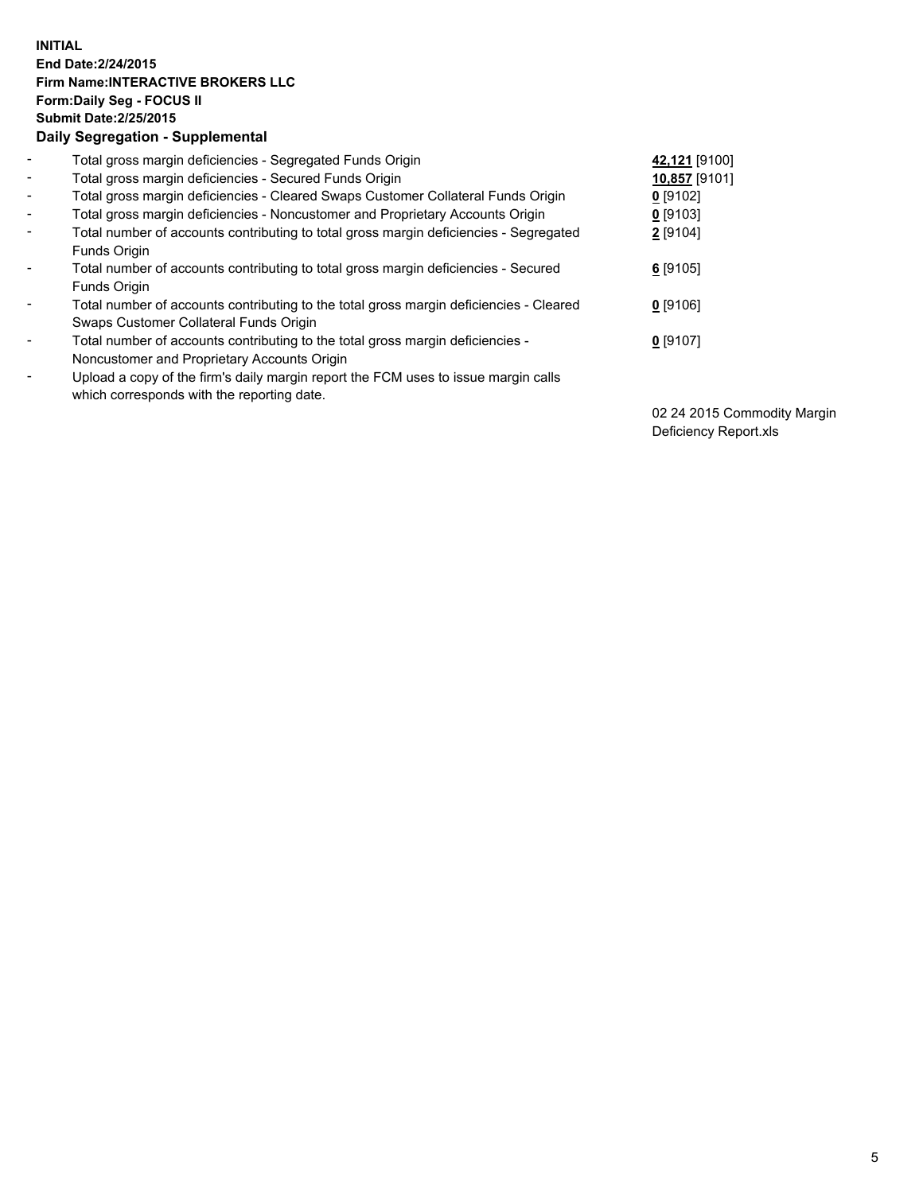**INITIAL**
**End Date:2/24/2015**
**Firm Name:INTERACTIVE BROKERS LLC**
**Form:Daily Seg - FOCUS II**
**Submit Date:2/25/2015**
**Daily Segregation - Supplemental**

| | | |
|---|---|---|
| - | Total gross margin deficiencies - Segregated Funds Origin | **42,121** [9100] |
| - | Total gross margin deficiencies - Secured Funds Origin | **10,857** [9101] |
| - | Total gross margin deficiencies - Cleared Swaps Customer Collateral Funds Origin | **0** [9102] |
| - | Total gross margin deficiencies - Noncustomer and Proprietary Accounts Origin | **0** [9103] |
| - | Total number of accounts contributing to total gross margin deficiencies - Segregated Funds Origin | **2** [9104] |
| - | Total number of accounts contributing to total gross margin deficiencies - Secured Funds Origin | **6** [9105] |
| - | Total number of accounts contributing to the total gross margin deficiencies - Cleared Swaps Customer Collateral Funds Origin | **0** [9106] |
| - | Total number of accounts contributing to the total gross margin deficiencies - Noncustomer and Proprietary Accounts Origin | **0** [9107] |
| - | Upload a copy of the firm's daily margin report the FCM uses to issue margin calls which corresponds with the reporting date. | 02 24 2015 Commodity Margin Deficiency Report.xls |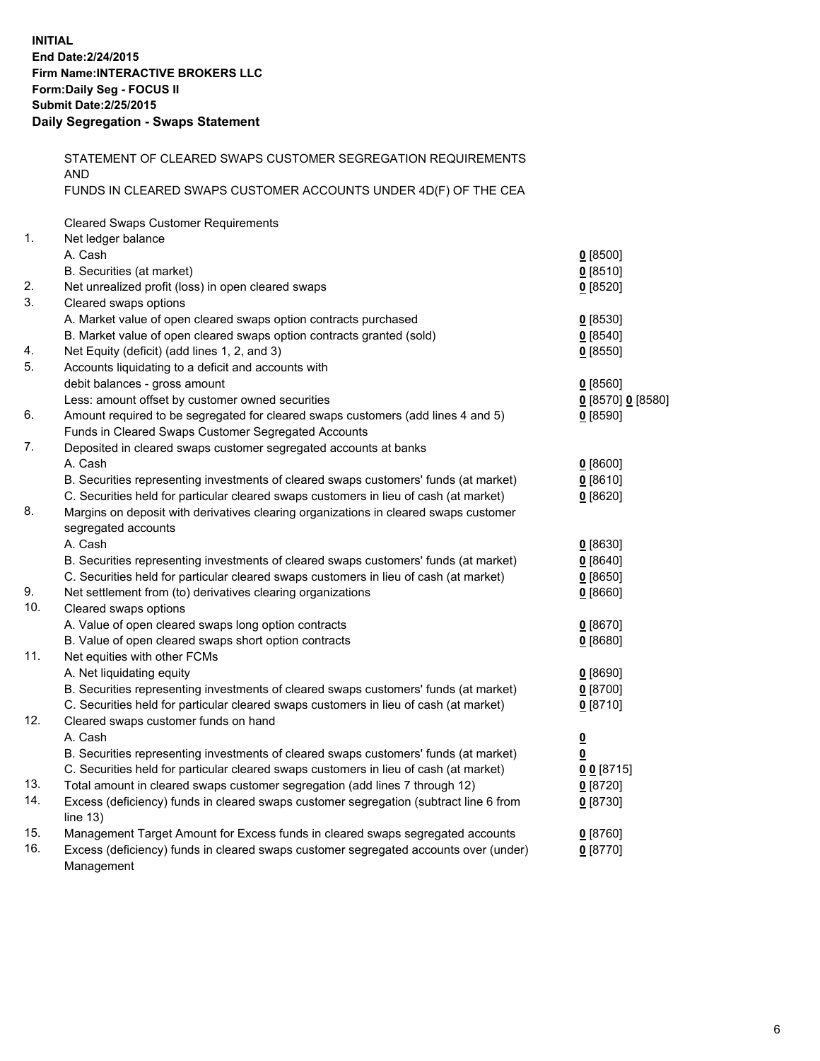**INITIAL**
**End Date:2/24/2015**
**Firm Name:INTERACTIVE BROKERS LLC**
**Form:Daily Seg - FOCUS II**
**Submit Date:2/25/2015**
**Daily Segregation - Swaps Statement**

STATEMENT OF CLEARED SWAPS CUSTOMER SEGREGATION REQUIREMENTS AND FUNDS IN CLEARED SWAPS CUSTOMER ACCOUNTS UNDER 4D(F) OF THE CEA

| | | |
|---|---|---|
| | Cleared Swaps Customer Requirements | |
| 1. | Net ledger balance | |
| | A. Cash | 0 [8500] |
| | B. Securities (at market) | 0 [8510] |
| 2. | Net unrealized profit (loss) in open cleared swaps | 0 [8520] |
| 3. | Cleared swaps options | |
| | A. Market value of open cleared swaps option contracts purchased | 0 [8530] |
| | B. Market value of open cleared swaps option contracts granted (sold) | 0 [8540] |
| 4. | Net Equity (deficit) (add lines 1, 2, and 3) | 0 [8550] |
| 5. | Accounts liquidating to a deficit and accounts with | |
| | debit balances - gross amount | 0 [8560] |
| | Less: amount offset by customer owned securities | 0 [8570] 0 [8580] |
| 6. | Amount required to be segregated for cleared swaps customers (add lines 4 and 5) | 0 [8590] |
| | Funds in Cleared Swaps Customer Segregated Accounts | |
| 7. | Deposited in cleared swaps customer segregated accounts at banks | |
| | A. Cash | 0 [8600] |
| | B. Securities representing investments of cleared swaps customers' funds (at market) | 0 [8610] |
| | C. Securities held for particular cleared swaps customers in lieu of cash (at market) | 0 [8620] |
| 8. | Margins on deposit with derivatives clearing organizations in cleared swaps customer segregated accounts | |
| | A. Cash | 0 [8630] |
| | B. Securities representing investments of cleared swaps customers' funds (at market) | 0 [8640] |
| | C. Securities held for particular cleared swaps customers in lieu of cash (at market) | 0 [8650] |
| 9. | Net settlement from (to) derivatives clearing organizations | 0 [8660] |
| 10. | Cleared swaps options | |
| | A. Value of open cleared swaps long option contracts | 0 [8670] |
| | B. Value of open cleared swaps short option contracts | 0 [8680] |
| 11. | Net equities with other FCMs | |
| | A. Net liquidating equity | 0 [8690] |
| | B. Securities representing investments of cleared swaps customers' funds (at market) | 0 [8700] |
| | C. Securities held for particular cleared swaps customers in lieu of cash (at market) | 0 [8710] |
| 12. | Cleared swaps customer funds on hand | |
| | A. Cash | 0 |
| | B. Securities representing investments of cleared swaps customers' funds (at market) | 0 |
| | C. Securities held for particular cleared swaps customers in lieu of cash (at market) | 0 0 [8715] |
| 13. | Total amount in cleared swaps customer segregation (add lines 7 through 12) | 0 [8720] |
| 14. | Excess (deficiency) funds in cleared swaps customer segregation (subtract line 6 from line 13) | 0 [8730] |
| 15. | Management Target Amount for Excess funds in cleared swaps segregated accounts | 0 [8760] |
| 16. | Excess (deficiency) funds in cleared swaps customer segregated accounts over (under) Management | 0 [8770] |